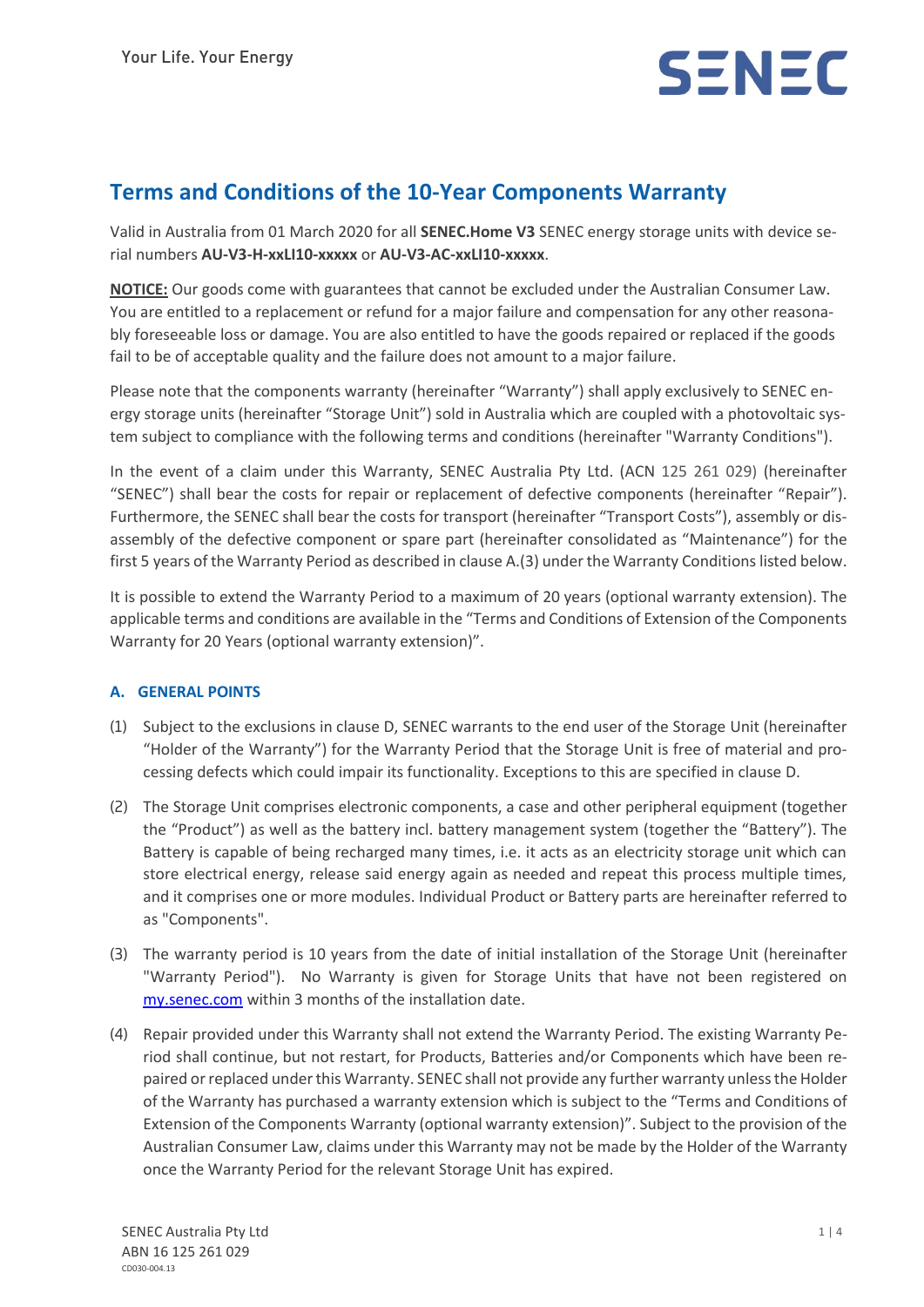# Terms and Conditions of the 10-Year Components Warranty

Valid in Australia from 01 March 2020 for all **SENEC.Home V3** SENEC energy storage units with device serial numbers **AU-V3-H-xxLI10-xxxxx** or **AU-V3-AC-xxLI10-xxxxx**.

**NOTICE:** Our goods come with guarantees that cannot be excluded under the Australian Consumer Law. You are entitled to a replacement or refund for a major failure and compensation for any other reasonably foreseeable loss or damage. You are also entitled to have the goods repaired or replaced if the goods fail to be of acceptable quality and the failure does not amount to a major failure.

Please note that the components warranty (hereinafter "Warranty") shall apply exclusively to SENEC energy storage units (hereinafter "Storage Unit") sold in Australia which are coupled with a photovoltaic system subject to compliance with the following terms and conditions (hereinafter "Warranty Conditions").

In the event of a claim under this Warranty, SENEC Australia Pty Ltd. (ACN 125 261 029) (hereinafter "SENEC") shall bear the costs for repair or replacement of defective components (hereinafter "Repair"). Furthermore, the SENEC shall bear the costs for transport (hereinafter "Transport Costs"), assembly or disassembly of the defective component or spare part (hereinafter consolidated as "Maintenance") for the first 5 years of the Warranty Period as described in clause A.(3) under the Warranty Conditions listed below.

It is possible to extend the Warranty Period to a maximum of 20 years (optional warranty extension). The applicable terms and conditions are available in the "Terms and Conditions of Extension of the Components Warranty for 20 Years (optional warranty extension)".

## A. GENERAL POINTS

(1) Subject to the exclusions in clause D, SENEC warrants to the end user of the Storage Unit (hereinafter "Holder of the Warranty") for the Warranty Period that the Storage Unit is free of material and processing defects which could impair its functionality. Exceptions to this are specified in clause D.

(2) The Storage Unit comprises electronic components, a case and other peripheral equipment (together the "Product") as well as the battery incl. battery management system (together the "Battery"). The Battery is capable of being recharged many times, i.e. it acts as an electricity storage unit which can store electrical energy, release said energy again as needed and repeat this process multiple times, and it comprises one or more modules. Individual Product or Battery parts are hereinafter referred to as "Components".

(3) The warranty period is 10 years from the date of initial installation of the Storage Unit (hereinafter "Warranty Period"). No Warranty is given for Storage Units that have not been registered on my.senec.com within 3 months of the installation date.

(4) Repair provided under this Warranty shall not extend the Warranty Period. The existing Warranty Period shall continue, but not restart, for Products, Batteries and/or Components which have been repaired or replaced under this Warranty. SENEC shall not provide any further warranty unless the Holder of the Warranty has purchased a warranty extension which is subject to the "Terms and Conditions of Extension of the Components Warranty (optional warranty extension)". Subject to the provision of the Australian Consumer Law, claims under this Warranty may not be made by the Holder of the Warranty once the Warranty Period for the relevant Storage Unit has expired.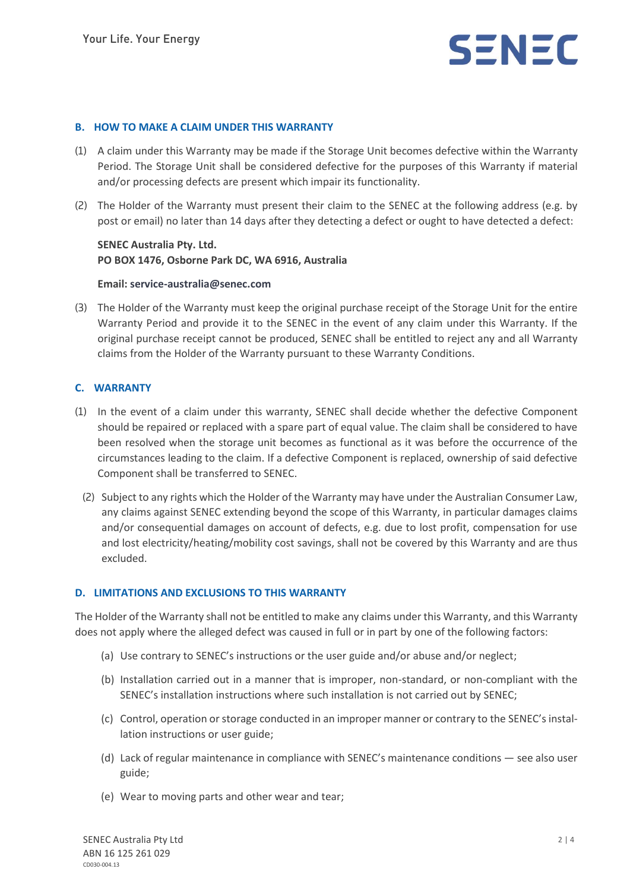## B. HOW TO MAKE A CLAIM UNDER THIS WARRANTY

(1) A claim under this Warranty may be made if the Storage Unit becomes defective within the Warranty Period. The Storage Unit shall be considered defective for the purposes of this Warranty if material and/or processing defects are present which impair its functionality.

(2) The Holder of the Warranty must present their claim to the SENEC at the following address (e.g. by post or email) no later than 14 days after they detecting a defect or ought to have detected a defect:

**SENEC Australia Pty. Ltd.**
**PO BOX 1476, Osborne Park DC, WA 6916, Australia**

**Email: service-australia@senec.com**

(3) The Holder of the Warranty must keep the original purchase receipt of the Storage Unit for the entire Warranty Period and provide it to the SENEC in the event of any claim under this Warranty. If the original purchase receipt cannot be produced, SENEC shall be entitled to reject any and all Warranty claims from the Holder of the Warranty pursuant to these Warranty Conditions.

## C. WARRANTY

(1) In the event of a claim under this warranty, SENEC shall decide whether the defective Component should be repaired or replaced with a spare part of equal value. The claim shall be considered to have been resolved when the storage unit becomes as functional as it was before the occurrence of the circumstances leading to the claim. If a defective Component is replaced, ownership of said defective Component shall be transferred to SENEC.

(2) Subject to any rights which the Holder of the Warranty may have under the Australian Consumer Law, any claims against SENEC extending beyond the scope of this Warranty, in particular damages claims and/or consequential damages on account of defects, e.g. due to lost profit, compensation for use and lost electricity/heating/mobility cost savings, shall not be covered by this Warranty and are thus excluded.

## D. LIMITATIONS AND EXCLUSIONS TO THIS WARRANTY

The Holder of the Warranty shall not be entitled to make any claims under this Warranty, and this Warranty does not apply where the alleged defect was caused in full or in part by one of the following factors:

(a) Use contrary to SENEC's instructions or the user guide and/or abuse and/or neglect;

(b) Installation carried out in a manner that is improper, non-standard, or non-compliant with the SENEC's installation instructions where such installation is not carried out by SENEC;

(c) Control, operation or storage conducted in an improper manner or contrary to the SENEC's installation instructions or user guide;

(d) Lack of regular maintenance in compliance with SENEC's maintenance conditions — see also user guide;

(e) Wear to moving parts and other wear and tear;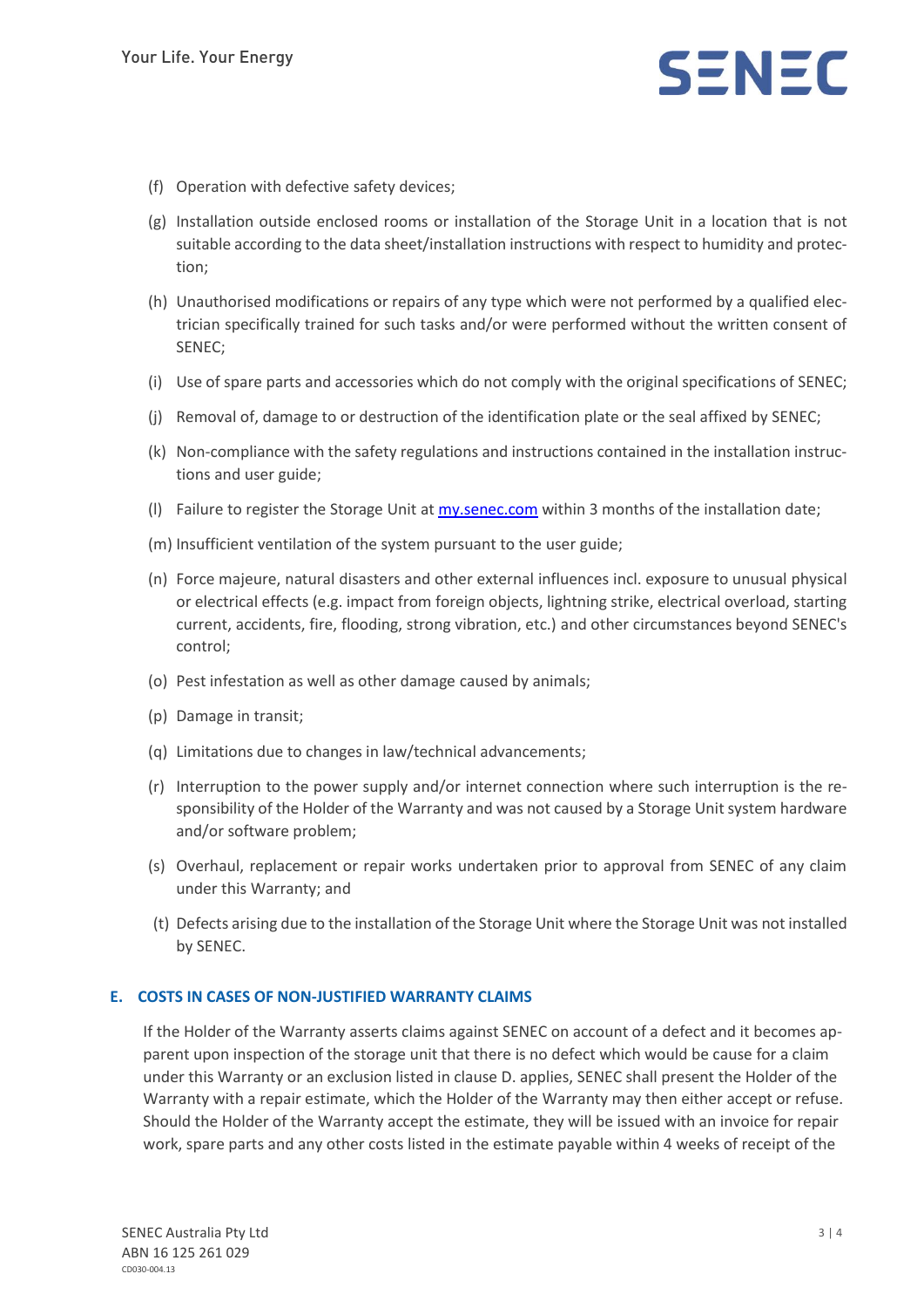(f) Operation with defective safety devices;

(g) Installation outside enclosed rooms or installation of the Storage Unit in a location that is not suitable according to the data sheet/installation instructions with respect to humidity and protection;

(h) Unauthorised modifications or repairs of any type which were not performed by a qualified electrician specifically trained for such tasks and/or were performed without the written consent of SENEC;

(i) Use of spare parts and accessories which do not comply with the original specifications of SENEC;

(j) Removal of, damage to or destruction of the identification plate or the seal affixed by SENEC;

(k) Non-compliance with the safety regulations and instructions contained in the installation instructions and user guide;

(l) Failure to register the Storage Unit at [my.senec.com](my.senec.com) within 3 months of the installation date;

(m) Insufficient ventilation of the system pursuant to the user guide;

(n) Force majeure, natural disasters and other external influences incl. exposure to unusual physical or electrical effects (e.g. impact from foreign objects, lightning strike, electrical overload, starting current, accidents, fire, flooding, strong vibration, etc.) and other circumstances beyond SENEC's control;

(o) Pest infestation as well as other damage caused by animals;

(p) Damage in transit;

(q) Limitations due to changes in law/technical advancements;

(r) Interruption to the power supply and/or internet connection where such interruption is the responsibility of the Holder of the Warranty and was not caused by a Storage Unit system hardware and/or software problem;

(s) Overhaul, replacement or repair works undertaken prior to approval from SENEC of any claim under this Warranty; and

(t) Defects arising due to the installation of the Storage Unit where the Storage Unit was not installed by SENEC.

## E. COSTS IN CASES OF NON-JUSTIFIED WARRANTY CLAIMS

If the Holder of the Warranty asserts claims against SENEC on account of a defect and it becomes apparent upon inspection of the storage unit that there is no defect which would be cause for a claim under this Warranty or an exclusion listed in clause D. applies, SENEC shall present the Holder of the Warranty with a repair estimate, which the Holder of the Warranty may then either accept or refuse. Should the Holder of the Warranty accept the estimate, they will be issued with an invoice for repair work, spare parts and any other costs listed in the estimate payable within 4 weeks of receipt of the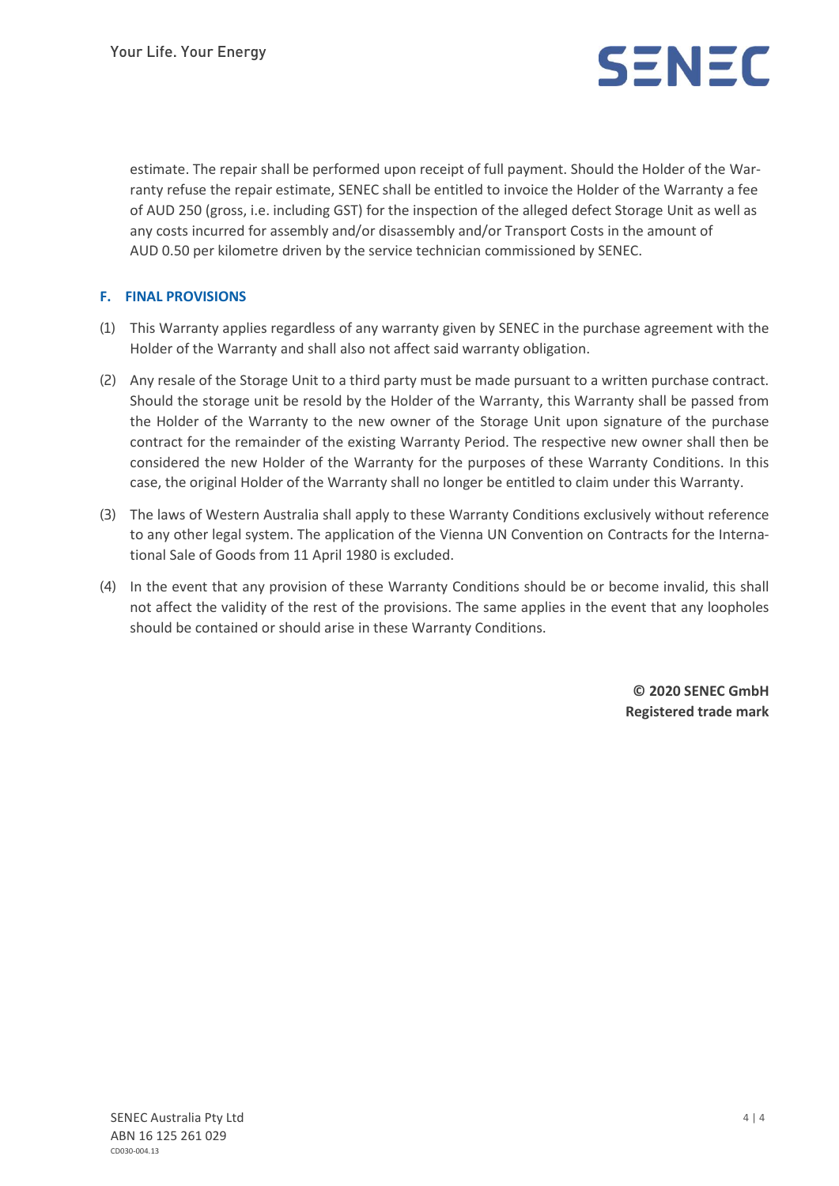estimate. The repair shall be performed upon receipt of full payment. Should the Holder of the Warranty refuse the repair estimate, SENEC shall be entitled to invoice the Holder of the Warranty a fee of AUD 250 (gross, i.e. including GST) for the inspection of the alleged defect Storage Unit as well as any costs incurred for assembly and/or disassembly and/or Transport Costs in the amount of AUD 0.50 per kilometre driven by the service technician commissioned by SENEC.

## F. FINAL PROVISIONS

(1) This Warranty applies regardless of any warranty given by SENEC in the purchase agreement with the Holder of the Warranty and shall also not affect said warranty obligation.

(2) Any resale of the Storage Unit to a third party must be made pursuant to a written purchase contract. Should the storage unit be resold by the Holder of the Warranty, this Warranty shall be passed from the Holder of the Warranty to the new owner of the Storage Unit upon signature of the purchase contract for the remainder of the existing Warranty Period. The respective new owner shall then be considered the new Holder of the Warranty for the purposes of these Warranty Conditions. In this case, the original Holder of the Warranty shall no longer be entitled to claim under this Warranty.

(3) The laws of Western Australia shall apply to these Warranty Conditions exclusively without reference to any other legal system. The application of the Vienna UN Convention on Contracts for the International Sale of Goods from 11 April 1980 is excluded.

(4) In the event that any provision of these Warranty Conditions should be or become invalid, this shall not affect the validity of the rest of the provisions. The same applies in the event that any loopholes should be contained or should arise in these Warranty Conditions.

**© 2020 SENEC GmbH**
**Registered trade mark**

SENEC Australia Pty Ltd
ABN 16 125 261 029
CD030-004.13